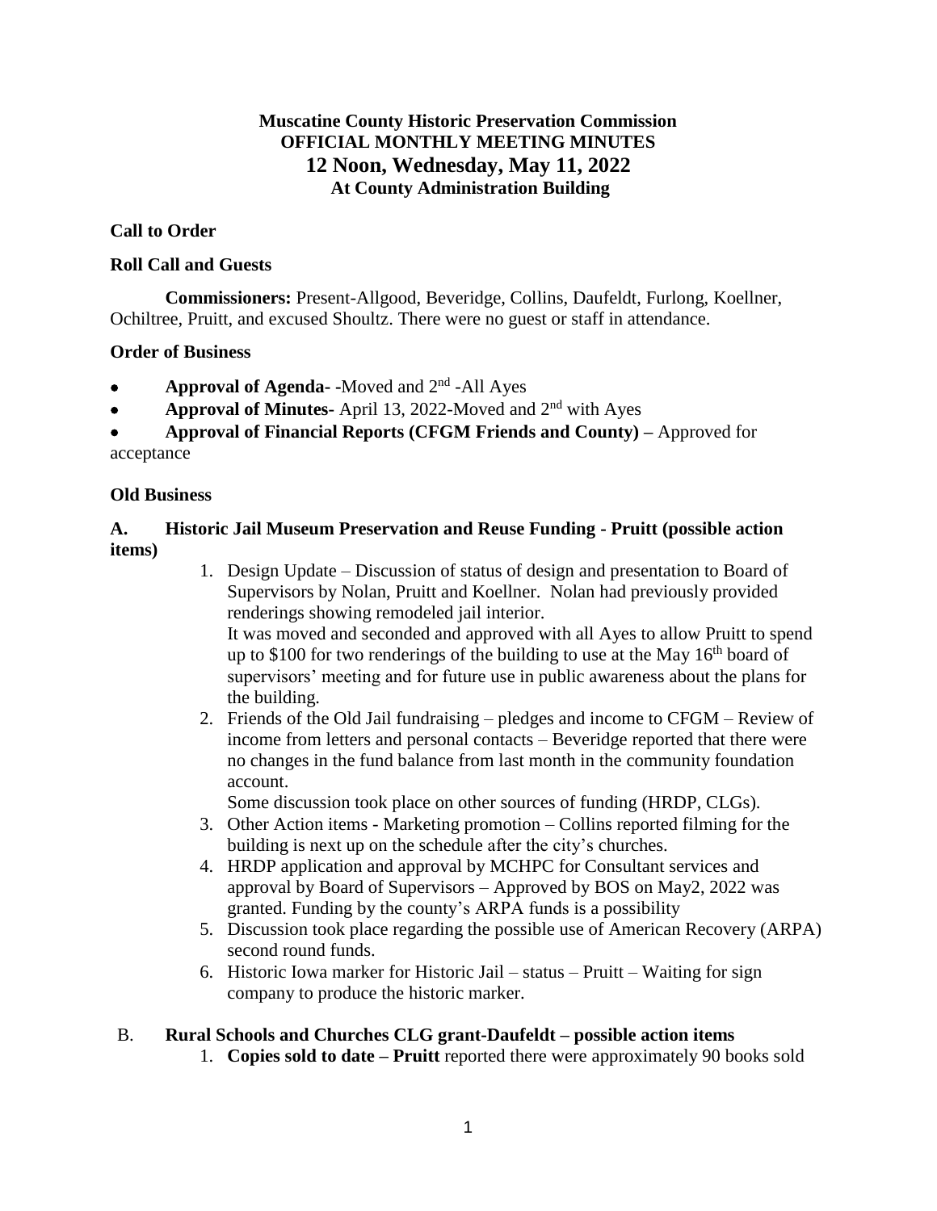**Muscatine County Historic Preservation Commission**
**OFFICIAL MONTHLY MEETING MINUTES**
**12 Noon, Wednesday, May 11, 2022**
**At County Administration Building**

**Call to Order**

**Roll Call and Guests**

**Commissioners:** Present-Allgood, Beveridge, Collins, Daufeldt, Furlong, Koellner, Ochiltree, Pruitt, and excused Shoultz. There were no guest or staff in attendance.

**Order of Business**

- **Approval of Agenda-** -Moved and 2nd -All Ayes
- **Approval of Minutes-** April 13, 2022-Moved and 2nd with Ayes
- **Approval of Financial Reports (CFGM Friends and County) –** Approved for acceptance

**Old Business**

**A. Historic Jail Museum Preservation and Reuse Funding - Pruitt (possible action items)**

1. Design Update – Discussion of status of design and presentation to Board of Supervisors by Nolan, Pruitt and Koellner. Nolan had previously provided renderings showing remodeled jail interior.
   It was moved and seconded and approved with all Ayes to allow Pruitt to spend up to $100 for two renderings of the building to use at the May 16th board of supervisors' meeting and for future use in public awareness about the plans for the building.
2. Friends of the Old Jail fundraising – pledges and income to CFGM – Review of income from letters and personal contacts – Beveridge reported that there were no changes in the fund balance from last month in the community foundation account.
   Some discussion took place on other sources of funding (HRDP, CLGs).
3. Other Action items - Marketing promotion – Collins reported filming for the building is next up on the schedule after the city's churches.
4. HRDP application and approval by MCHPC for Consultant services and approval by Board of Supervisors – Approved by BOS on May2, 2022 was granted. Funding by the county's ARPA funds is a possibility
5. Discussion took place regarding the possible use of American Recovery (ARPA) second round funds.
6. Historic Iowa marker for Historic Jail – status – Pruitt – Waiting for sign company to produce the historic marker.

**B. Rural Schools and Churches CLG grant-Daufeldt – possible action items**

1. **Copies sold to date – Pruitt** reported there were approximately 90 books sold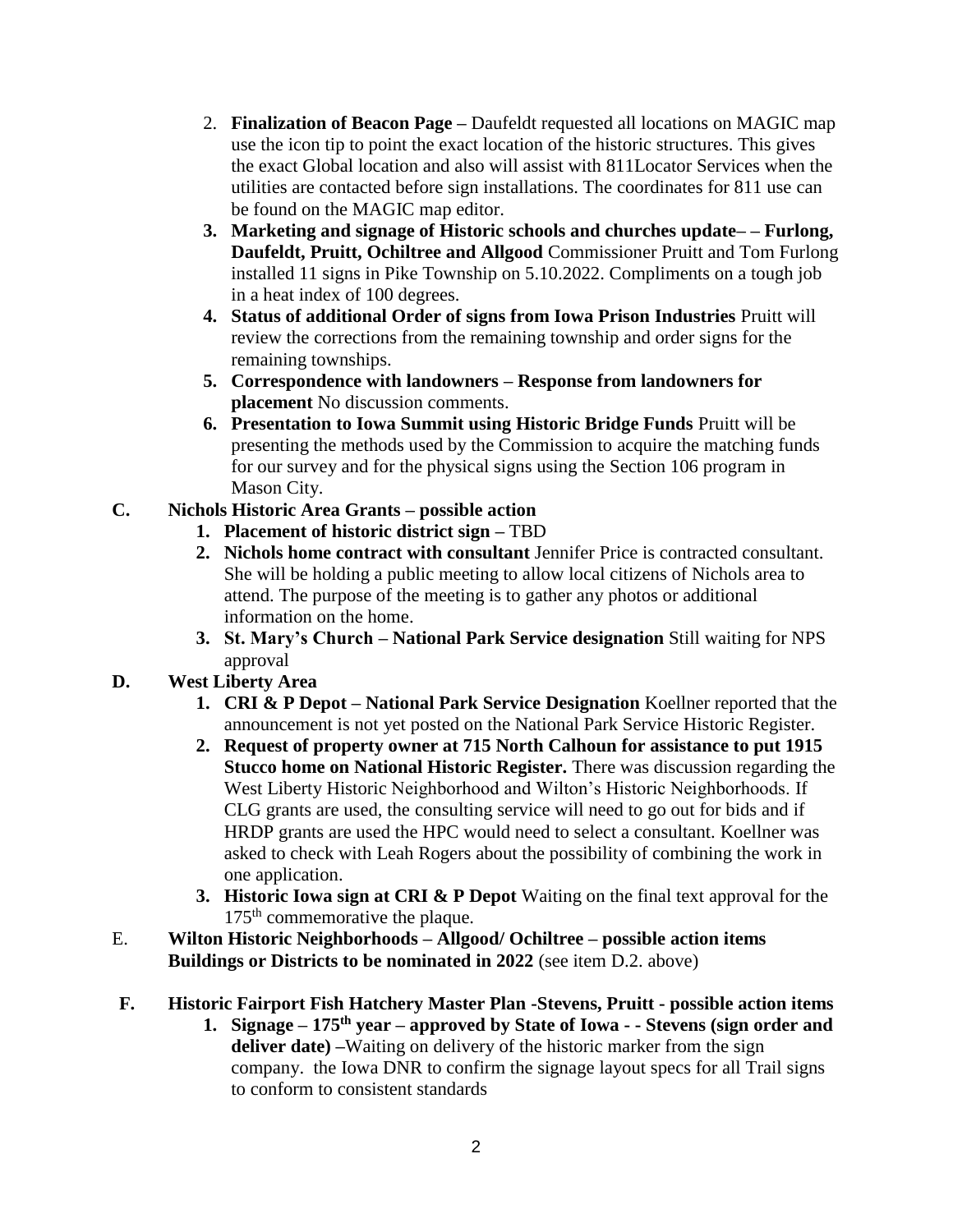2. **Finalization of Beacon Page –** Daufeldt requested all locations on MAGIC map use the icon tip to point the exact location of the historic structures. This gives the exact Global location and also will assist with 811Locator Services when the utilities are contacted before sign installations. The coordinates for 811 use can be found on the MAGIC map editor.
3. **Marketing and signage of Historic schools and churches update– – Furlong, Daufeldt, Pruitt, Ochiltree and Allgood** Commissioner Pruitt and Tom Furlong installed 11 signs in Pike Township on 5.10.2022. Compliments on a tough job in a heat index of 100 degrees.
4. **Status of additional Order of signs from Iowa Prison Industries** Pruitt will review the corrections from the remaining township and order signs for the remaining townships.
5. **Correspondence with landowners – Response from landowners for placement** No discussion comments.
6. **Presentation to Iowa Summit using Historic Bridge Funds** Pruitt will be presenting the methods used by the Commission to acquire the matching funds for our survey and for the physical signs using the Section 106 program in Mason City.

**C. Nichols Historic Area Grants – possible action**

1. **Placement of historic district sign –** TBD
2. **Nichols home contract with consultant** Jennifer Price is contracted consultant. She will be holding a public meeting to allow local citizens of Nichols area to attend. The purpose of the meeting is to gather any photos or additional information on the home.
3. **St. Mary's Church – National Park Service designation** Still waiting for NPS approval

**D. West Liberty Area**

1. **CRI & P Depot – National Park Service Designation** Koellner reported that the announcement is not yet posted on the National Park Service Historic Register.
2. **Request of property owner at 715 North Calhoun for assistance to put 1915 Stucco home on National Historic Register.** There was discussion regarding the West Liberty Historic Neighborhood and Wilton's Historic Neighborhoods. If CLG grants are used, the consulting service will need to go out for bids and if HRDP grants are used the HPC would need to select a consultant. Koellner was asked to check with Leah Rogers about the possibility of combining the work in one application.
3. **Historic Iowa sign at CRI & P Depot** Waiting on the final text approval for the 175th commemorative the plaque.

E. **Wilton Historic Neighborhoods – Allgood/ Ochiltree – possible action items Buildings or Districts to be nominated in 2022** (see item D.2. above)

**F. Historic Fairport Fish Hatchery Master Plan -Stevens, Pruitt - possible action items**

1. **Signage – 175th year – approved by State of Iowa - - Stevens (sign order and deliver date) –**Waiting on delivery of the historic marker from the sign company. the Iowa DNR to confirm the signage layout specs for all Trail signs to conform to consistent standards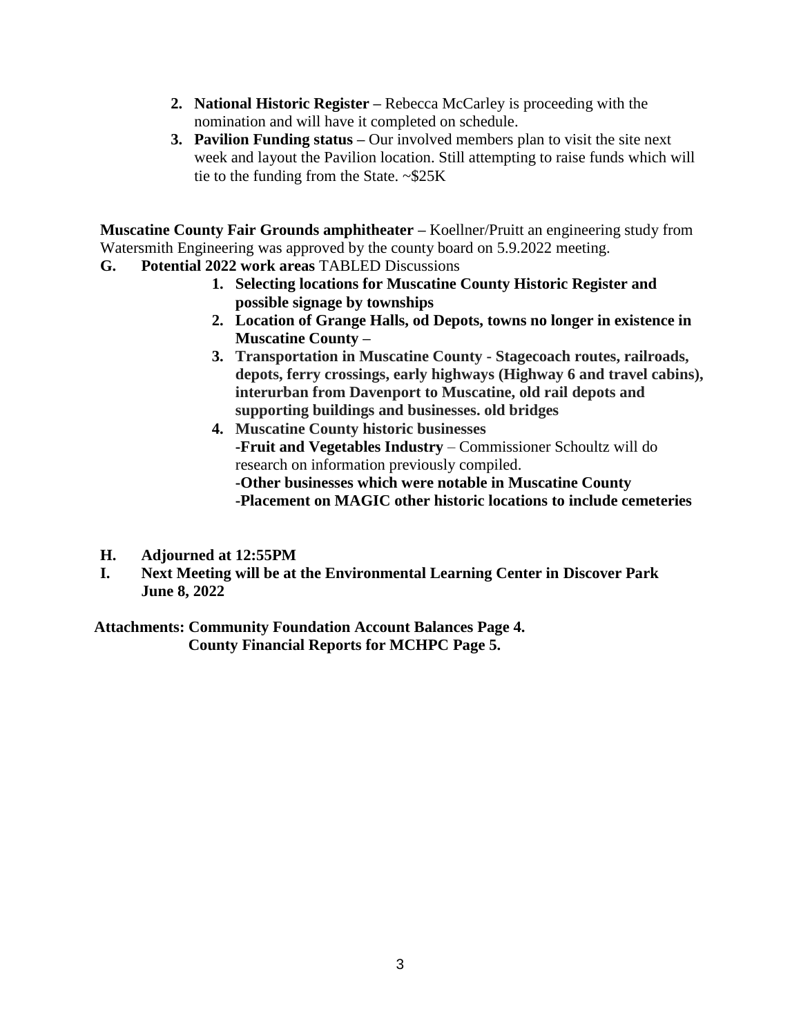2. **National Historic Register –** Rebecca McCarley is proceeding with the nomination and will have it completed on schedule.
3. **Pavilion Funding status –** Our involved members plan to visit the site next week and layout the Pavilion location. Still attempting to raise funds which will tie to the funding from the State. ~$25K

**Muscatine County Fair Grounds amphitheater –** Koellner/Pruitt an engineering study from Watersmith Engineering was approved by the county board on 5.9.2022 meeting.

**G. Potential 2022 work areas** TABLED Discussions

1. **Selecting locations for Muscatine County Historic Register and possible signage by townships**
2. **Location of Grange Halls, od Depots, towns no longer in existence in Muscatine County –**
3. **Transportation in Muscatine County - Stagecoach routes, railroads, depots, ferry crossings, early highways (Highway 6 and travel cabins), interurban from Davenport to Muscatine, old rail depots and supporting buildings and businesses. old bridges**
4. **Muscatine County historic businesses**
   **-Fruit and Vegetables Industry** – Commissioner Schoultz will do research on information previously compiled.
   **-Other businesses which were notable in Muscatine County**
   **-Placement on MAGIC other historic locations to include cemeteries**

**H. Adjourned at 12:55PM**

**I. Next Meeting will be at the Environmental Learning Center in Discover Park June 8, 2022**

**Attachments: Community Foundation Account Balances Page 4.**
**County Financial Reports for MCHPC Page 5.**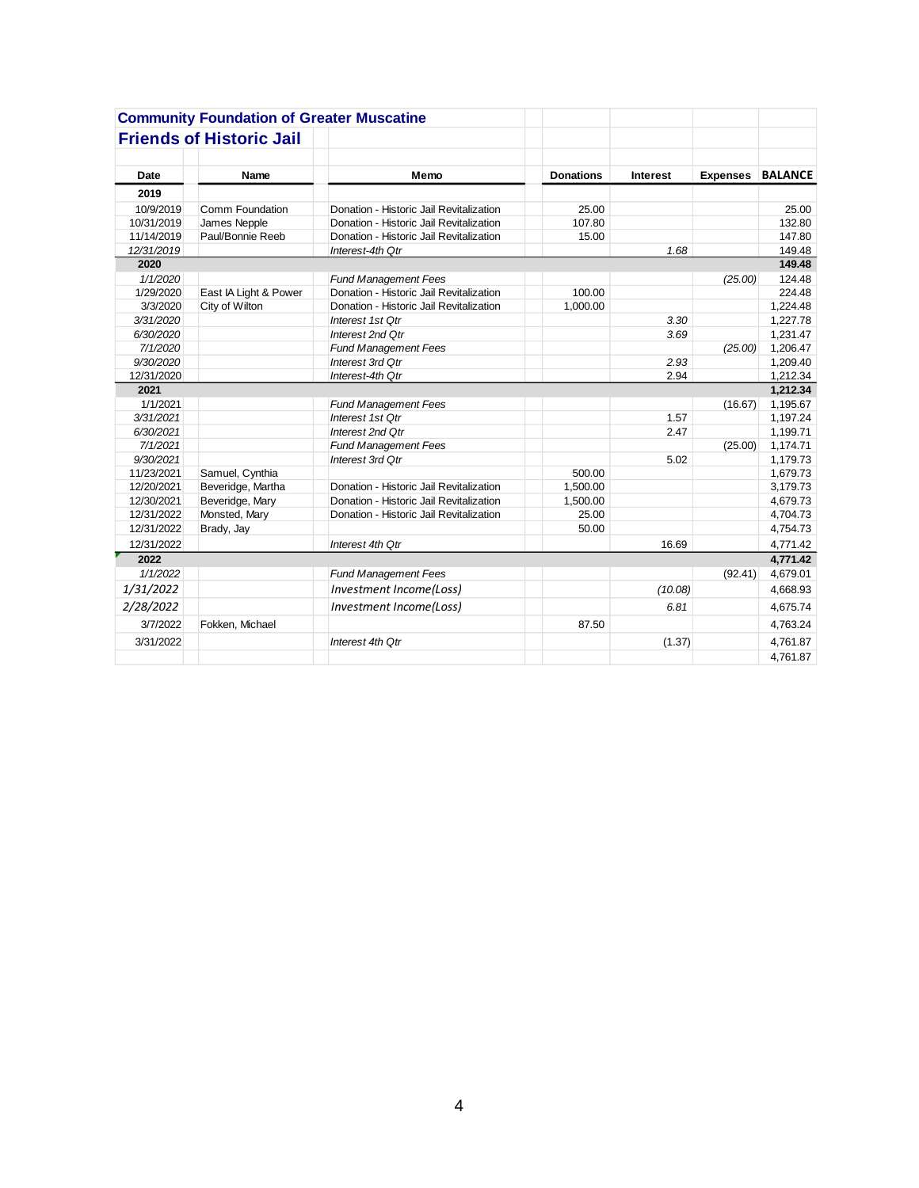## Community Foundation of Greater Muscatine

## Friends of Historic Jail

| Date | Name | Memo | Donations | Interest | Expenses | BALANCE |
|---|---|---|---|---|---|---|
| **2019** | | | | | | |
| 10/9/2019 | Comm Foundation | Donation - Historic Jail Revitalization | 25.00 | | | 25.00 |
| 10/31/2019 | James Nepple | Donation - Historic Jail Revitalization | 107.80 | | | 132.80 |
| 11/14/2019 | Paul/Bonnie Reeb | Donation - Historic Jail Revitalization | 15.00 | | | 147.80 |
| *12/31/2019* | | *Interest-4th Qtr* | | *1.68* | | 149.48 |
| **2020** | | | | | | **149.48** |
| *1/1/2020* | | *Fund Management Fees* | | | *(25.00)* | 124.48 |
| 1/29/2020 | East IA Light & Power | Donation - Historic Jail Revitalization | 100.00 | | | 224.48 |
| 3/3/2020 | City of Wilton | Donation - Historic Jail Revitalization | 1,000.00 | | | 1,224.48 |
| *3/31/2020* | | *Interest 1st Qtr* | | *3.30* | | 1,227.78 |
| *6/30/2020* | | *Interest 2nd Qtr* | | *3.69* | | 1,231.47 |
| *7/1/2020* | | *Fund Management Fees* | | | *(25.00)* | 1,206.47 |
| *9/30/2020* | | *Interest 3rd Qtr* | | *2.93* | | 1,209.40 |
| 12/31/2020 | | *Interest-4th Qtr* | | 2.94 | | 1,212.34 |
| **2021** | | | | | | **1,212.34** |
| 1/1/2021 | | *Fund Management Fees* | | | (16.67) | 1,195.67 |
| *3/31/2021* | | *Interest 1st Qtr* | | 1.57 | | 1,197.24 |
| *6/30/2021* | | *Interest 2nd Qtr* | | 2.47 | | 1,199.71 |
| *7/1/2021* | | *Fund Management Fees* | | | (25.00) | 1,174.71 |
| *9/30/2021* | | *Interest 3rd Qtr* | | 5.02 | | 1,179.73 |
| 11/23/2021 | Samuel, Cynthia | | 500.00 | | | 1,679.73 |
| 12/20/2021 | Beveridge, Martha | Donation - Historic Jail Revitalization | 1,500.00 | | | 3,179.73 |
| 12/30/2021 | Beveridge, Mary | Donation - Historic Jail Revitalization | 1,500.00 | | | 4,679.73 |
| 12/31/2022 | Monsted, Mary | Donation - Historic Jail Revitalization | 25.00 | | | 4,704.73 |
| 12/31/2022 | Brady, Jay | | 50.00 | | | 4,754.73 |
| 12/31/2022 | | *Interest 4th Qtr* | | 16.69 | | 4,771.42 |
| **2022** | | | | | | **4,771.42** |
| *1/1/2022* | | *Fund Management Fees* | | | (92.41) | 4,679.01 |
| *1/31/2022* | | *Investment Income(Loss)* | | *(10.08)* | | 4,668.93 |
| *2/28/2022* | | *Investment Income(Loss)* | | *6.81* | | 4,675.74 |
| 3/7/2022 | Fokken, Michael | | 87.50 | | | 4,763.24 |
| 3/31/2022 | | *Interest 4th Qtr* | | (1.37) | | 4,761.87 |
| | | | | | | 4,761.87 |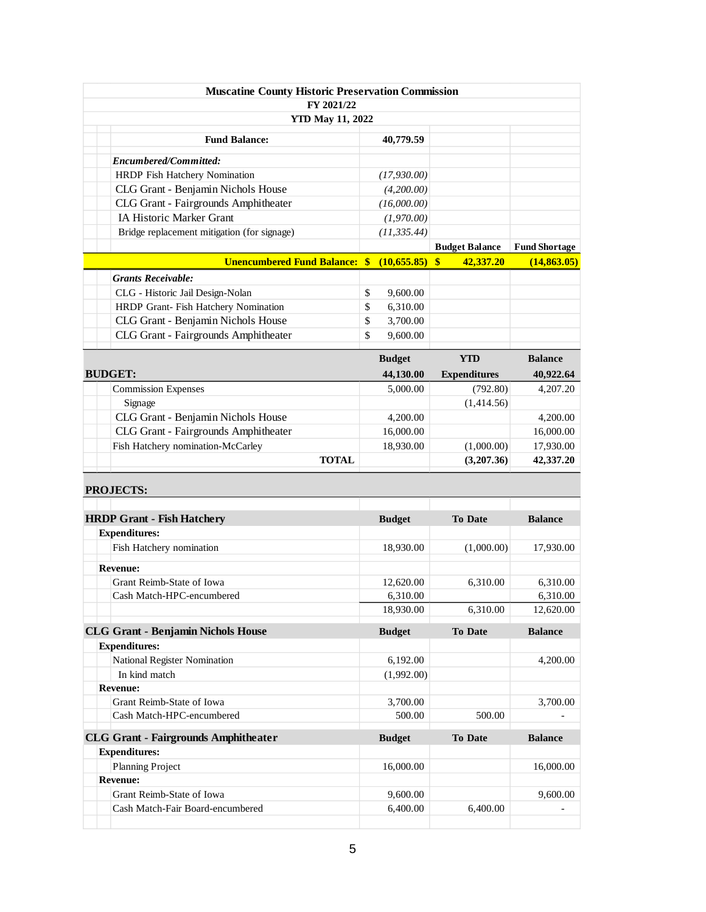**Muscatine County Historic Preservation Commission**

**FY 2021/22**

**YTD May 11, 2022**

| | | | |
|---|---|---|---|
| **Fund Balance:** | **40,779.59** | | |
| ***Encumbered/Committed:*** | | | |
| HRDP Fish Hatchery Nomination | *(17,930.00)* | | |
| CLG Grant - Benjamin Nichols House | *(4,200.00)* | | |
| CLG Grant - Fairgrounds Amphitheater | *(16,000.00)* | | |
| IA Historic Marker Grant | *(1,970.00)* | | |
| Bridge replacement mitigation (for signage) | *(11,335.44)* | | |
| | | **Budget Balance** | **Fund Shortage** |
| **Unencumbered Fund Balance:** | **$ (10,655.85)** | **$ 42,337.20** | **(14,863.05)** |
| ***Grants Receivable:*** | | | |
| CLG - Historic Jail Design-Nolan | $ 9,600.00 | | |
| HRDP Grant- Fish Hatchery Nomination | $ 6,310.00 | | |
| CLG Grant - Benjamin Nichols House | $ 3,700.00 | | |
| CLG Grant - Fairgrounds Amphitheater | $ 9,600.00 | | |

| **BUDGET:** | **Budget 44,130.00** | **YTD Expenditures** | **Balance 40,922.64** |
|---|---|---|---|
| Commission Expenses | 5,000.00 | (792.80) | 4,207.20 |
| Signage | | (1,414.56) | |
| CLG Grant - Benjamin Nichols House | 4,200.00 | | 4,200.00 |
| CLG Grant - Fairgrounds Amphitheater | 16,000.00 | | 16,000.00 |
| Fish Hatchery nomination-McCarley | 18,930.00 | (1,000.00) | 17,930.00 |
| **TOTAL** | | **(3,207.36)** | **42,337.20** |

**PROJECTS:**

| **HRDP Grant - Fish Hatchery** | **Budget** | **To Date** | **Balance** |
|---|---|---|---|
| **Expenditures:** | | | |
| Fish Hatchery nomination | 18,930.00 | (1,000.00) | 17,930.00 |
| **Revenue:** | | | |
| Grant Reimb-State of Iowa | 12,620.00 | 6,310.00 | 6,310.00 |
| Cash Match-HPC-encumbered | 6,310.00 | | 6,310.00 |
| | 18,930.00 | 6,310.00 | 12,620.00 |

| **CLG Grant - Benjamin Nichols House** | **Budget** | **To Date** | **Balance** |
|---|---|---|---|
| **Expenditures:** | | | |
| National Register Nomination | 6,192.00 | | 4,200.00 |
| In kind match | (1,992.00) | | |
| **Revenue:** | | | |
| Grant Reimb-State of Iowa | 3,700.00 | | 3,700.00 |
| Cash Match-HPC-encumbered | 500.00 | 500.00 | - |

| **CLG Grant - Fairgrounds Amphitheater** | **Budget** | **To Date** | **Balance** |
|---|---|---|---|
| **Expenditures:** | | | |
| Planning Project | 16,000.00 | | 16,000.00 |
| **Revenue:** | | | |
| Grant Reimb-State of Iowa | 9,600.00 | | 9,600.00 |
| Cash Match-Fair Board-encumbered | 6,400.00 | 6,400.00 | - |